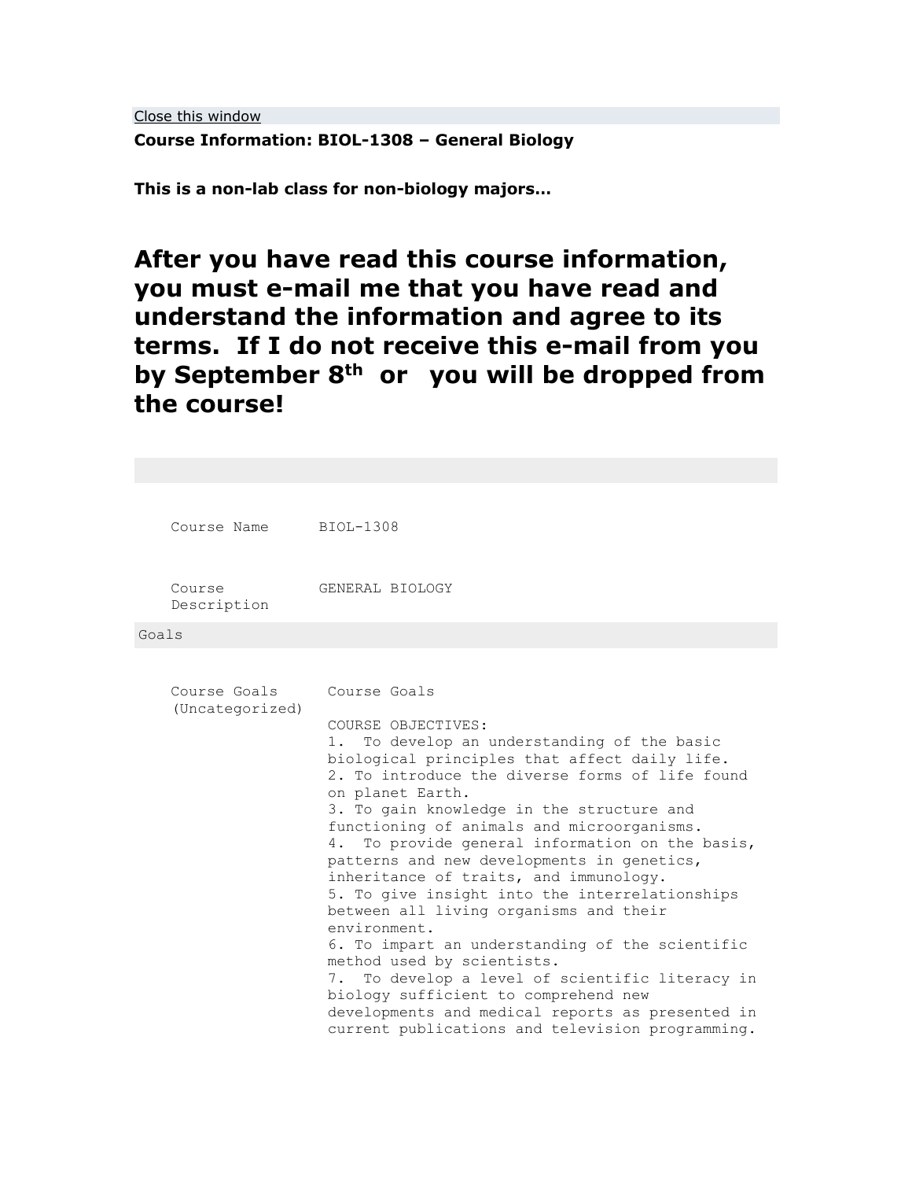Close this window

**Course Information: BIOL-1308 – General Biology**

**This is a non-lab class for non-biology majors…**

# After you have read this course information, you must e-mail me that you have read and understand the information and agree to its terms. If I do not receive this e-mail from you by September 8th or you will be dropped from the course!

| | |
|---|---|
| Course Name | BIOL-1308 |
| Course Description | GENERAL BIOLOGY |

Goals

| | |
|---|---|
| Course Goals (Uncategorized) | Course Goals<br><br>COURSE OBJECTIVES:<br>1. To develop an understanding of the basic biological principles that affect daily life.<br>2. To introduce the diverse forms of life found on planet Earth.<br>3. To gain knowledge in the structure and functioning of animals and microorganisms.<br>4. To provide general information on the basis, patterns and new developments in genetics, inheritance of traits, and immunology.<br>5. To give insight into the interrelationships between all living organisms and their environment.<br>6. To impart an understanding of the scientific method used by scientists.<br>7. To develop a level of scientific literacy in biology sufficient to comprehend new developments and medical reports as presented in current publications and television programming. |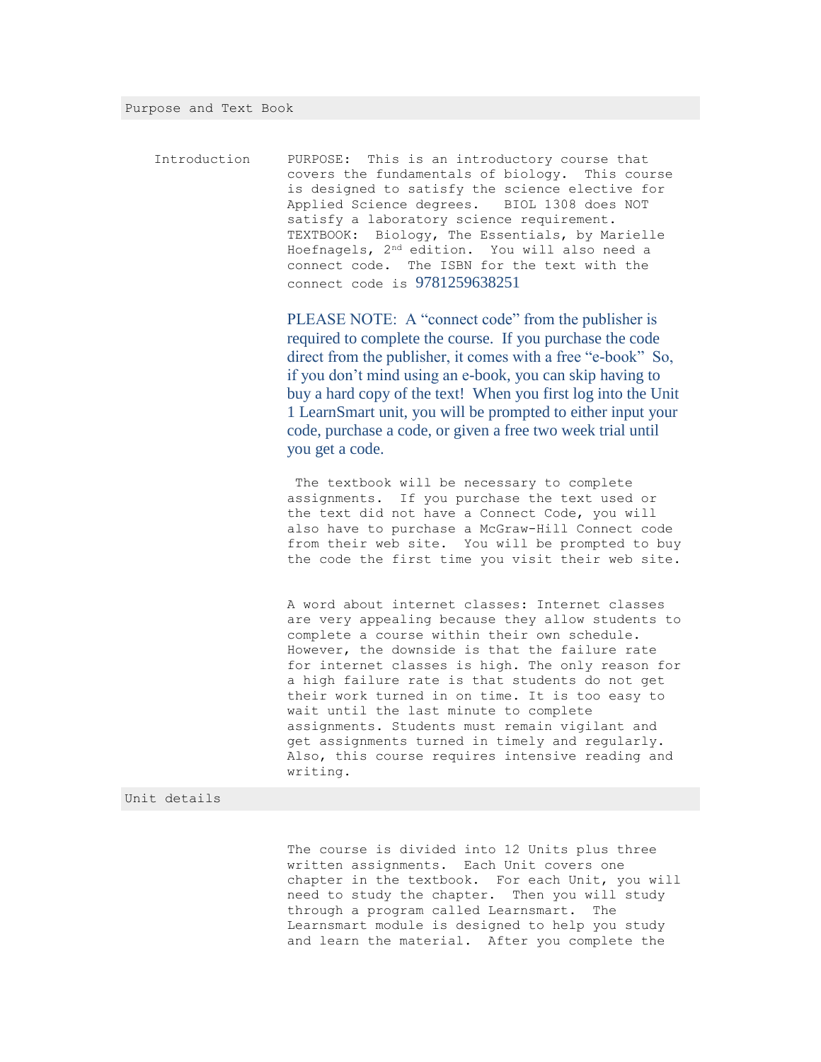## Purpose and Text Book

**Introduction**

PURPOSE: This is an introductory course that covers the fundamentals of biology. This course is designed to satisfy the science elective for Applied Science degrees. BIOL 1308 does NOT satisfy a laboratory science requirement.

TEXTBOOK: Biology, The Essentials, by Marielle Hoefnagels, 2nd edition. You will also need a connect code. The ISBN for the text with the connect code is 9781259638251

PLEASE NOTE: A “connect code” from the publisher is required to complete the course. If you purchase the code direct from the publisher, it comes with a free “e-book” So, if you don’t mind using an e-book, you can skip having to buy a hard copy of the text! When you first log into the Unit 1 LearnSmart unit, you will be prompted to either input your code, purchase a code, or given a free two week trial until you get a code.

The textbook will be necessary to complete assignments. If you purchase the text used or the text did not have a Connect Code, you will also have to purchase a McGraw-Hill Connect code from their web site. You will be prompted to buy the code the first time you visit their web site.

A word about internet classes: Internet classes are very appealing because they allow students to complete a course within their own schedule. However, the downside is that the failure rate for internet classes is high. The only reason for a high failure rate is that students do not get their work turned in on time. It is too easy to wait until the last minute to complete assignments. Students must remain vigilant and get assignments turned in timely and regularly. Also, this course requires intensive reading and writing.

## Unit details

The course is divided into 12 Units plus three written assignments. Each Unit covers one chapter in the textbook. For each Unit, you will need to study the chapter. Then you will study through a program called Learnsmart. The Learnsmart module is designed to help you study and learn the material. After you complete the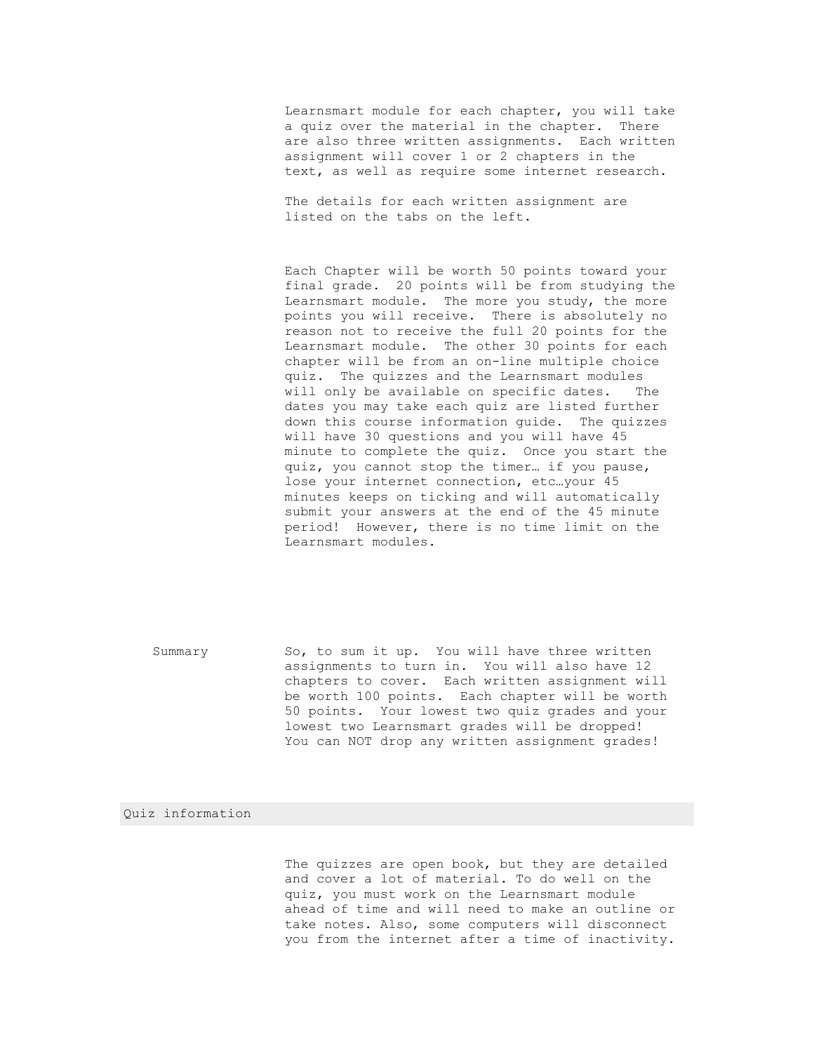Learnsmart module for each chapter, you will take a quiz over the material in the chapter. There are also three written assignments. Each written assignment will cover 1 or 2 chapters in the text, as well as require some internet research.

The details for each written assignment are listed on the tabs on the left.

Each Chapter will be worth 50 points toward your final grade. 20 points will be from studying the Learnsmart module. The more you study, the more points you will receive. There is absolutely no reason not to receive the full 20 points for the Learnsmart module. The other 30 points for each chapter will be from an on-line multiple choice quiz. The quizzes and the Learnsmart modules will only be available on specific dates. The dates you may take each quiz are listed further down this course information guide. The quizzes will have 30 questions and you will have 45 minute to complete the quiz. Once you start the quiz, you cannot stop the timer… if you pause, lose your internet connection, etc…your 45 minutes keeps on ticking and will automatically submit your answers at the end of the 45 minute period! However, there is no time limit on the Learnsmart modules.

**Summary**

So, to sum it up. You will have three written assignments to turn in. You will also have 12 chapters to cover. Each written assignment will be worth 100 points. Each chapter will be worth 50 points. Your lowest two quiz grades and your lowest two Learnsmart grades will be dropped! You can NOT drop any written assignment grades!

## Quiz information

The quizzes are open book, but they are detailed and cover a lot of material. To do well on the quiz, you must work on the Learnsmart module ahead of time and will need to make an outline or take notes. Also, some computers will disconnect you from the internet after a time of inactivity.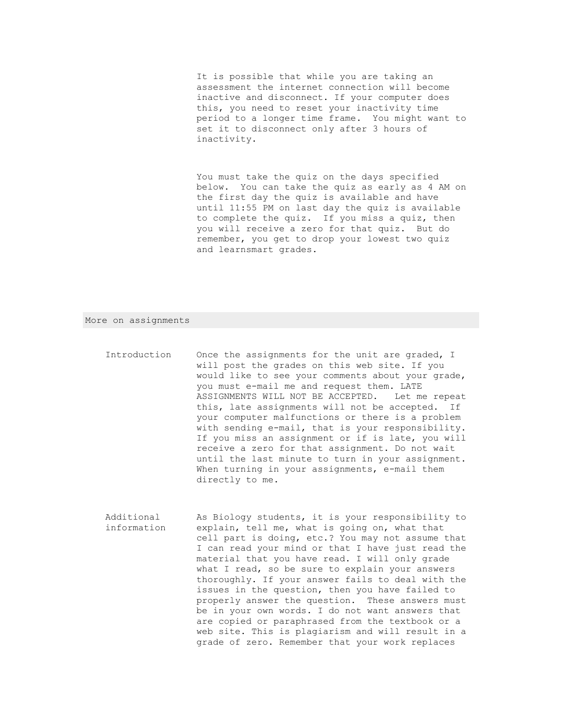It is possible that while you are taking an assessment the internet connection will become inactive and disconnect. If your computer does this, you need to reset your inactivity time period to a longer time frame. You might want to set it to disconnect only after 3 hours of inactivity.

You must take the quiz on the days specified below. You can take the quiz as early as 4 AM on the first day the quiz is available and have until 11:55 PM on last day the quiz is available to complete the quiz. If you miss a quiz, then you will receive a zero for that quiz. But do remember, you get to drop your lowest two quiz and learnsmart grades.

## More on assignments

| | |
|---|---|
| Introduction | Once the assignments for the unit are graded, I will post the grades on this web site. If you would like to see your comments about your grade, you must e-mail me and request them. LATE ASSIGNMENTS WILL NOT BE ACCEPTED. Let me repeat this, late assignments will not be accepted. If your computer malfunctions or there is a problem with sending e-mail, that is your responsibility. If you miss an assignment or if is late, you will receive a zero for that assignment. Do not wait until the last minute to turn in your assignment. When turning in your assignments, e-mail them directly to me. |
| Additional information | As Biology students, it is your responsibility to explain, tell me, what is going on, what that cell part is doing, etc.? You may not assume that I can read your mind or that I have just read the material that you have read. I will only grade what I read, so be sure to explain your answers thoroughly. If your answer fails to deal with the issues in the question, then you have failed to properly answer the question. These answers must be in your own words. I do not want answers that are copied or paraphrased from the textbook or a web site. This is plagiarism and will result in a grade of zero. Remember that your work replaces |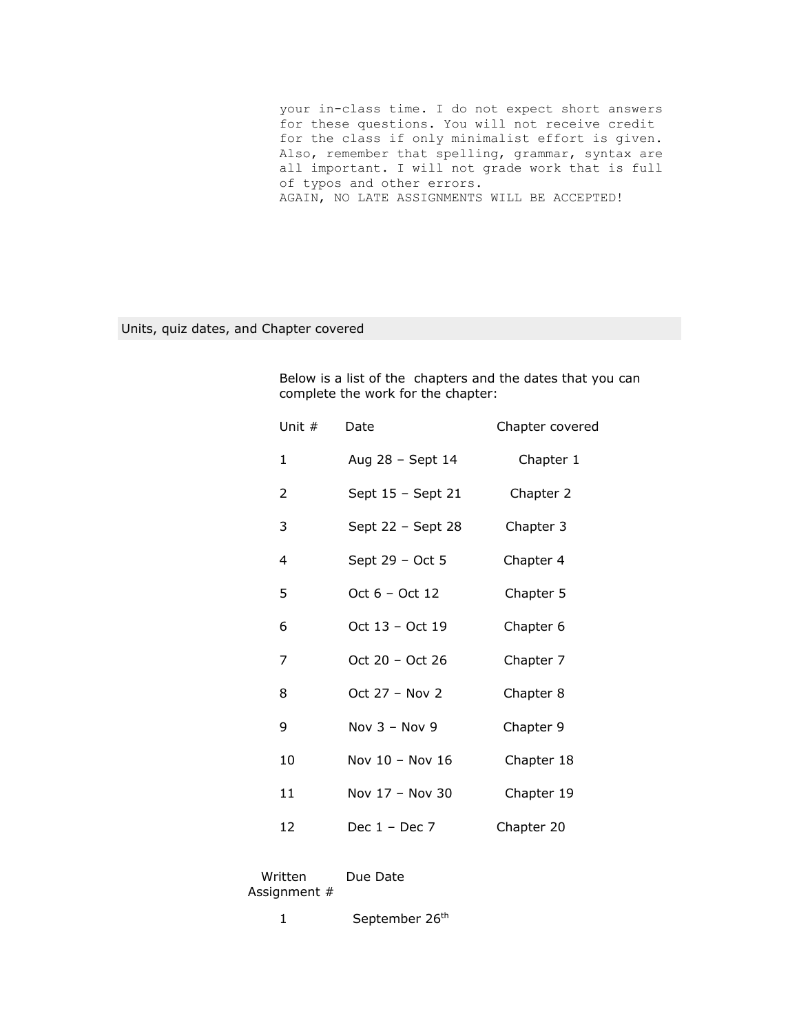your in-class time. I do not expect short answers for these questions. You will not receive credit for the class if only minimalist effort is given. Also, remember that spelling, grammar, syntax are all important. I will not grade work that is full of typos and other errors.
AGAIN, NO LATE ASSIGNMENTS WILL BE ACCEPTED!

## Units, quiz dates, and Chapter covered

Below is a list of the chapters and the dates that you can complete the work for the chapter:

| Unit # | Date | Chapter covered |
|---|---|---|
| 1 | Aug 28 – Sept 14 | Chapter 1 |
| 2 | Sept 15 – Sept 21 | Chapter 2 |
| 3 | Sept 22 – Sept 28 | Chapter 3 |
| 4 | Sept 29 – Oct 5 | Chapter 4 |
| 5 | Oct 6 – Oct 12 | Chapter 5 |
| 6 | Oct 13 – Oct 19 | Chapter 6 |
| 7 | Oct 20 – Oct 26 | Chapter 7 |
| 8 | Oct 27 – Nov 2 | Chapter 8 |
| 9 | Nov 3 – Nov 9 | Chapter 9 |
| 10 | Nov 10 – Nov 16 | Chapter 18 |
| 11 | Nov 17 – Nov 30 | Chapter 19 |
| 12 | Dec 1 – Dec 7 | Chapter 20 |

| Written Assignment # | Due Date |
|---|---|
| 1 | September 26th |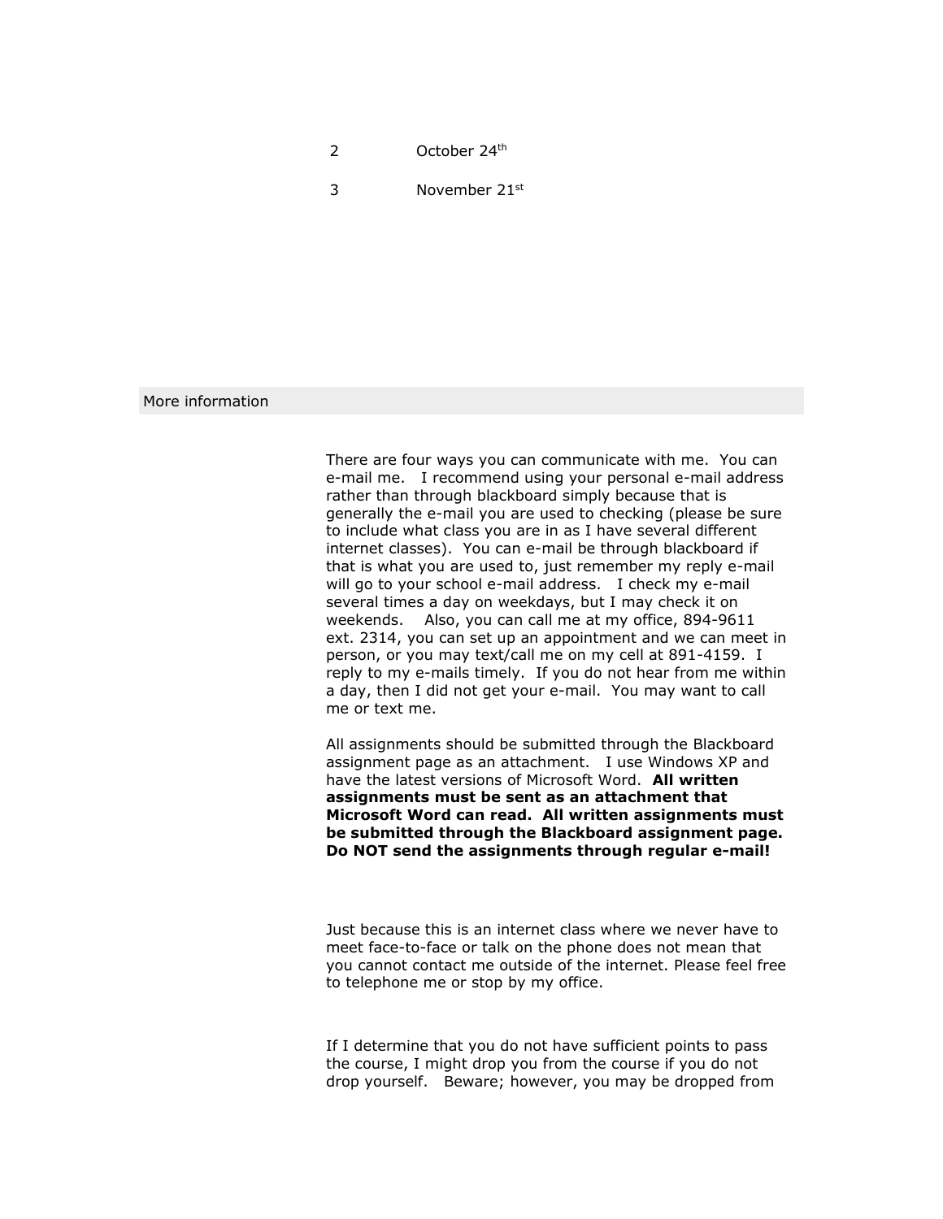| | |
|---|---|
| 2 | October 24th |
| 3 | November 21st |

## More information

There are four ways you can communicate with me. You can e-mail me. I recommend using your personal e-mail address rather than through blackboard simply because that is generally the e-mail you are used to checking (please be sure to include what class you are in as I have several different internet classes). You can e-mail be through blackboard if that is what you are used to, just remember my reply e-mail will go to your school e-mail address. I check my e-mail several times a day on weekdays, but I may check it on weekends. Also, you can call me at my office, 894-9611 ext. 2314, you can set up an appointment and we can meet in person, or you may text/call me on my cell at 891-4159. I reply to my e-mails timely. If you do not hear from me within a day, then I did not get your e-mail. You may want to call me or text me.

All assignments should be submitted through the Blackboard assignment page as an attachment. I use Windows XP and have the latest versions of Microsoft Word. **All written assignments must be sent as an attachment that Microsoft Word can read. All written assignments must be submitted through the Blackboard assignment page. Do NOT send the assignments through regular e-mail!**

Just because this is an internet class where we never have to meet face-to-face or talk on the phone does not mean that you cannot contact me outside of the internet. Please feel free to telephone me or stop by my office.

If I determine that you do not have sufficient points to pass the course, I might drop you from the course if you do not drop yourself. Beware; however, you may be dropped from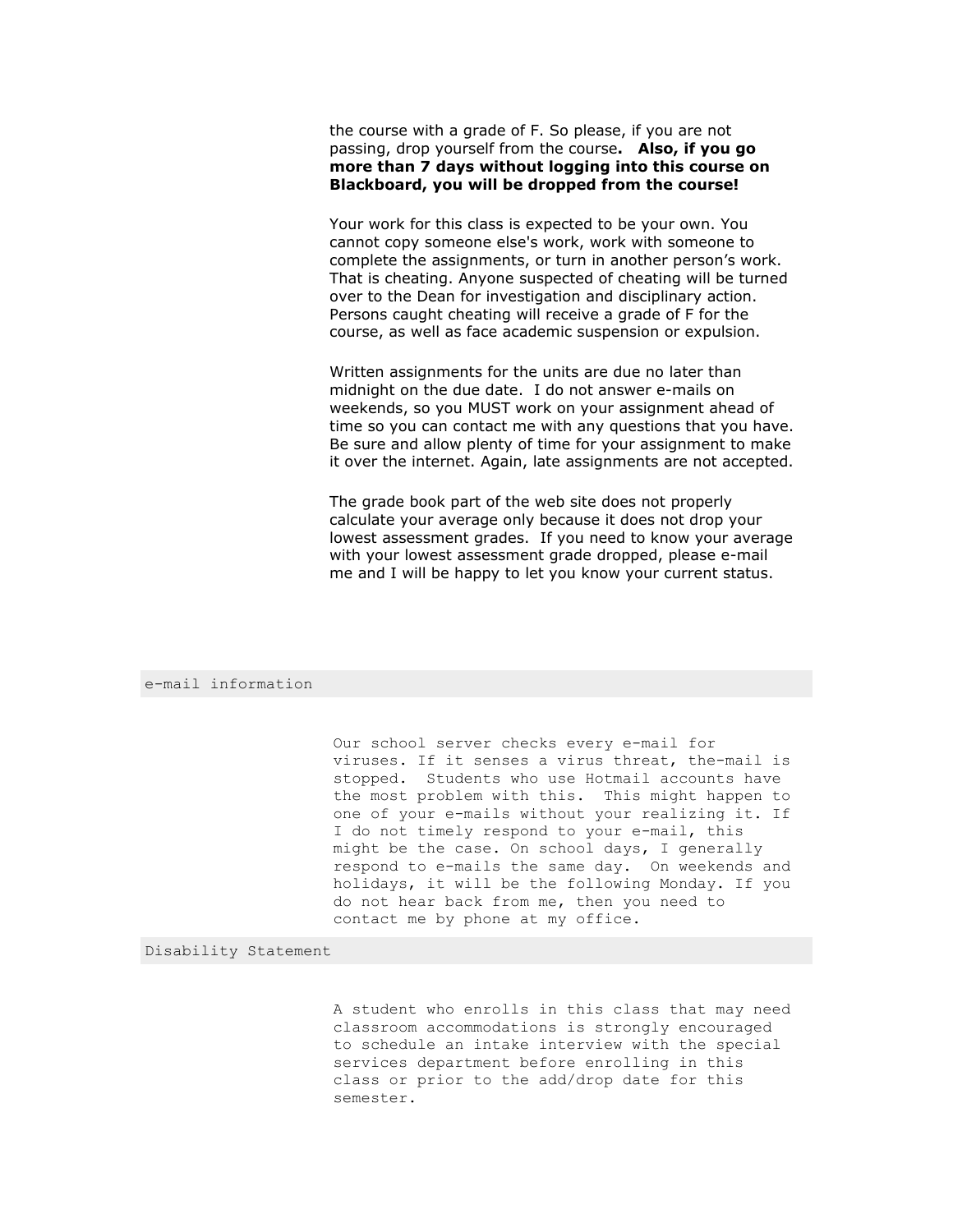the course with a grade of F. So please, if you are not passing, drop yourself from the course**. Also, if you go more than 7 days without logging into this course on Blackboard, you will be dropped from the course!**

Your work for this class is expected to be your own. You cannot copy someone else's work, work with someone to complete the assignments, or turn in another person's work. That is cheating. Anyone suspected of cheating will be turned over to the Dean for investigation and disciplinary action. Persons caught cheating will receive a grade of F for the course, as well as face academic suspension or expulsion.

Written assignments for the units are due no later than midnight on the due date. I do not answer e-mails on weekends, so you MUST work on your assignment ahead of time so you can contact me with any questions that you have. Be sure and allow plenty of time for your assignment to make it over the internet. Again, late assignments are not accepted.

The grade book part of the web site does not properly calculate your average only because it does not drop your lowest assessment grades. If you need to know your average with your lowest assessment grade dropped, please e-mail me and I will be happy to let you know your current status.

## e-mail information

Our school server checks every e-mail for viruses. If it senses a virus threat, the-mail is stopped. Students who use Hotmail accounts have the most problem with this. This might happen to one of your e-mails without your realizing it. If I do not timely respond to your e-mail, this might be the case. On school days, I generally respond to e-mails the same day. On weekends and holidays, it will be the following Monday. If you do not hear back from me, then you need to contact me by phone at my office.

## Disability Statement

A student who enrolls in this class that may need classroom accommodations is strongly encouraged to schedule an intake interview with the special services department before enrolling in this class or prior to the add/drop date for this semester.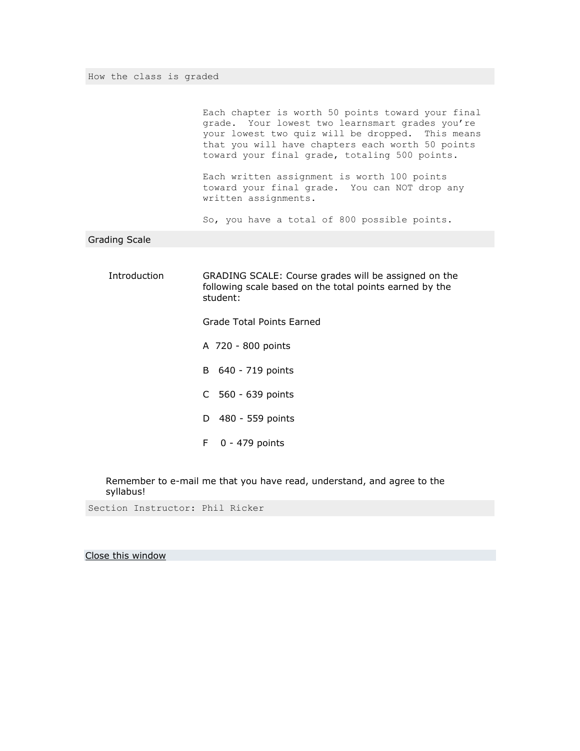## How the class is graded

Each chapter is worth 50 points toward your final grade. Your lowest two learnsmart grades you're your lowest two quiz will be dropped. This means that you will have chapters each worth 50 points toward your final grade, totaling 500 points.

Each written assignment is worth 100 points toward your final grade. You can NOT drop any written assignments.

So, you have a total of 800 possible points.

## Grading Scale

Introduction

GRADING SCALE: Course grades will be assigned on the following scale based on the total points earned by the student:

| Grade | Total Points Earned |
|---|---|
| A | 720 - 800 points |
| B | 640 - 719 points |
| C | 560 - 639 points |
| D | 480 - 559 points |
| F | 0 - 479 points |

Remember to e-mail me that you have read, understand, and agree to the syllabus!

Section Instructor: Phil Ricker

Close this window